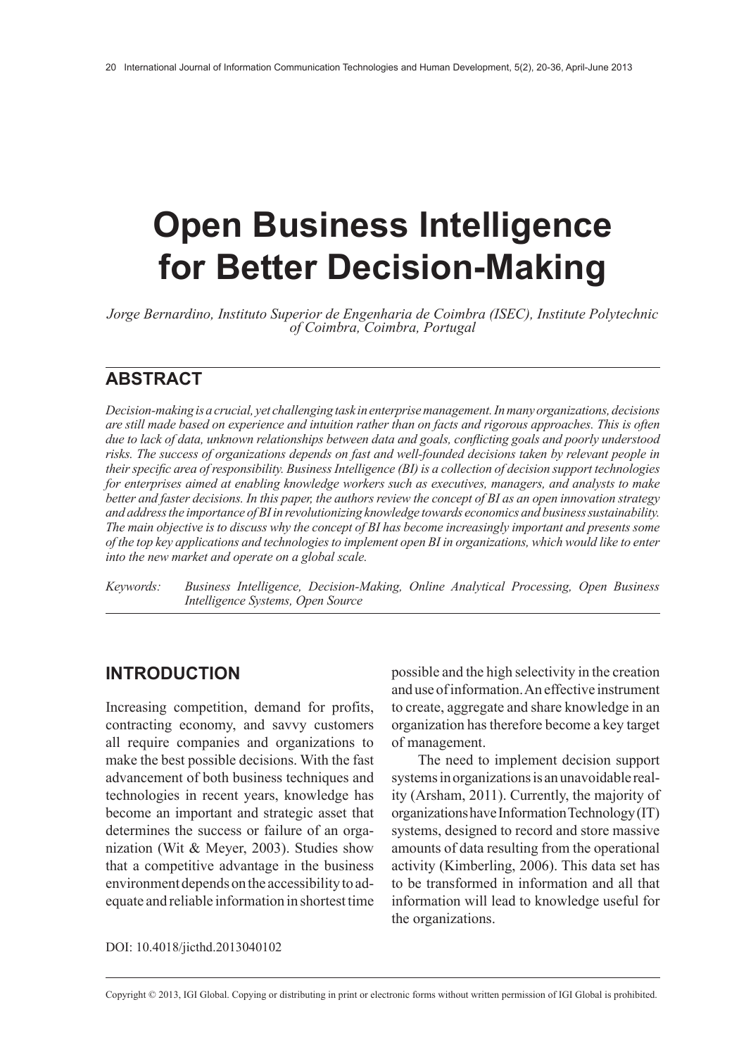# Open Business Intelligence for Better Decision-Making

*Jorge Bernardino, Instituto Superior de Engenharia de Coimbra (ISEC), Institute Polytechnic of Coimbra, Coimbra, Portugal*

## ABSTRACT

*Decision-making is a crucial, yet challenging task in enterprise management. In many organizations, decisions are still made based on experience and intuition rather than on facts and rigorous approaches. This is often due to lack of data, unknown relationships between data and goals, conflicting goals and poorly understood risks. The success of organizations depends on fast and well-founded decisions taken by relevant people in their specific area of responsibility. Business Intelligence (BI) is a collection of decision support technologies for enterprises aimed at enabling knowledge workers such as executives, managers, and analysts to make better and faster decisions. In this paper, the authors review the concept of BI as an open innovation strategy and address the importance of BI in revolutionizing knowledge towards economics and business sustainability. The main objective is to discuss why the concept of BI has become increasingly important and presents some of the top key applications and technologies to implement open BI in organizations, which would like to enter into the new market and operate on a global scale.*

*Keywords:* *Business Intelligence, Decision-Making, Online Analytical Processing, Open Business Intelligence Systems, Open Source*

## INTRODUCTION

Increasing competition, demand for profits, contracting economy, and savvy customers all require companies and organizations to make the best possible decisions. With the fast advancement of both business techniques and technologies in recent years, knowledge has become an important and strategic asset that determines the success or failure of an organization (Wit & Meyer, 2003). Studies show that a competitive advantage in the business environment depends on the accessibility to adequate and reliable information in shortest time possible and the high selectivity in the creation and use of information. An effective instrument to create, aggregate and share knowledge in an organization has therefore become a key target of management.

The need to implement decision support systems in organizations is an unavoidable reality (Arsham, 2011). Currently, the majority of organizations have Information Technology (IT) systems, designed to record and store massive amounts of data resulting from the operational activity (Kimberling, 2006). This data set has to be transformed in information and all that information will lead to knowledge useful for the organizations.

DOI: 10.4018/jicthd.2013040102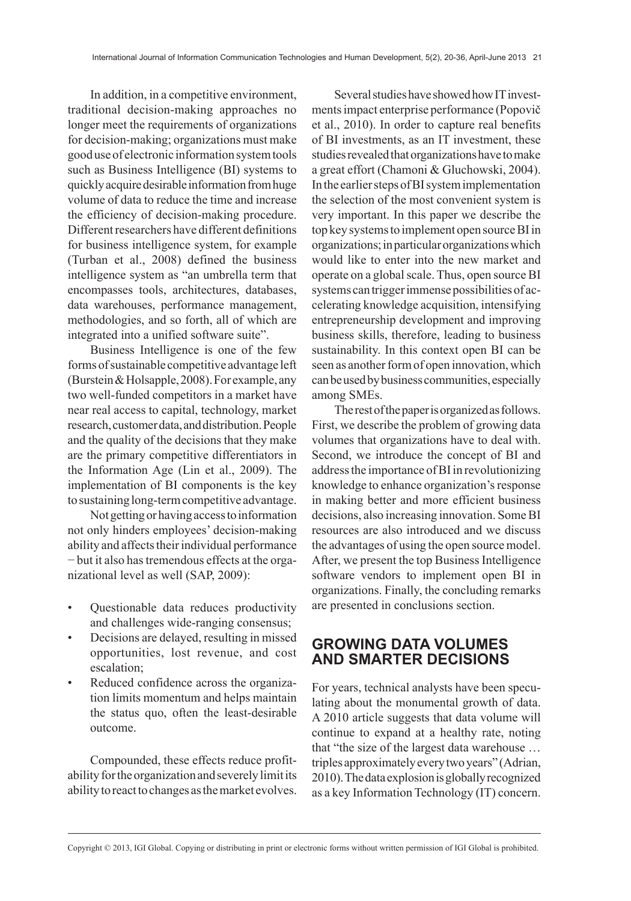In addition, in a competitive environment, traditional decision-making approaches no longer meet the requirements of organizations for decision-making; organizations must make good use of electronic information system tools such as Business Intelligence (BI) systems to quickly acquire desirable information from huge volume of data to reduce the time and increase the efficiency of decision-making procedure. Different researchers have different definitions for business intelligence system, for example (Turban et al., 2008) defined the business intelligence system as "an umbrella term that encompasses tools, architectures, databases, data warehouses, performance management, methodologies, and so forth, all of which are integrated into a unified software suite".

Business Intelligence is one of the few forms of sustainable competitive advantage left (Burstein & Holsapple, 2008). For example, any two well-funded competitors in a market have near real access to capital, technology, market research, customer data, and distribution. People and the quality of the decisions that they make are the primary competitive differentiators in the Information Age (Lin et al., 2009). The implementation of BI components is the key to sustaining long-term competitive advantage.

Not getting or having access to information not only hinders employees' decision-making ability and affects their individual performance − but it also has tremendous effects at the organizational level as well (SAP, 2009):

- Questionable data reduces productivity and challenges wide-ranging consensus;
- Decisions are delayed, resulting in missed opportunities, lost revenue, and cost escalation;
- Reduced confidence across the organization limits momentum and helps maintain the status quo, often the least-desirable outcome.

Compounded, these effects reduce profitability for the organization and severely limit its ability to react to changes as the market evolves.

Several studies have showed how IT investments impact enterprise performance (Popovič et al., 2010). In order to capture real benefits of BI investments, as an IT investment, these studies revealed that organizations have to make a great effort (Chamoni & Gluchowski, 2004). In the earlier steps of BI system implementation the selection of the most convenient system is very important. In this paper we describe the top key systems to implement open source BI in organizations; in particular organizations which would like to enter into the new market and operate on a global scale. Thus, open source BI systems can trigger immense possibilities of accelerating knowledge acquisition, intensifying entrepreneurship development and improving business skills, therefore, leading to business sustainability. In this context open BI can be seen as another form of open innovation, which can be used by business communities, especially among SMEs.

The rest of the paper is organized as follows. First, we describe the problem of growing data volumes that organizations have to deal with. Second, we introduce the concept of BI and address the importance of BI in revolutionizing knowledge to enhance organization's response in making better and more efficient business decisions, also increasing innovation. Some BI resources are also introduced and we discuss the advantages of using the open source model. After, we present the top Business Intelligence software vendors to implement open BI in organizations. Finally, the concluding remarks are presented in conclusions section.

## GROWING DATA VOLUMES AND SMARTER DECISIONS

For years, technical analysts have been speculating about the monumental growth of data. A 2010 article suggests that data volume will continue to expand at a healthy rate, noting that "the size of the largest data warehouse … triples approximately every two years" (Adrian, 2010). The data explosion is globally recognized as a key Information Technology (IT) concern.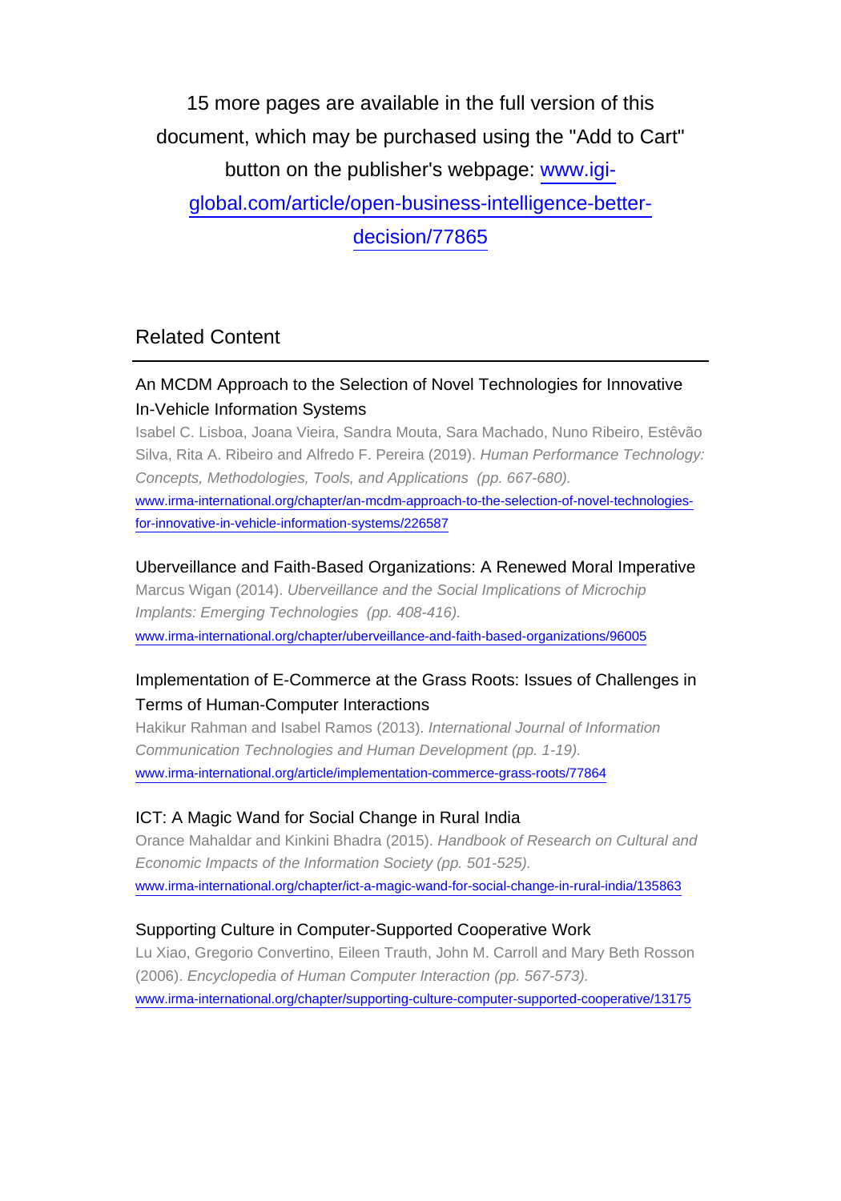15 more pages are available in the full version of this document, which may be purchased using the "Add to Cart" button on the publisher's webpage: www.igi-global.com/article/open-business-intelligence-better-decision/77865

## Related Content

An MCDM Approach to the Selection of Novel Technologies for Innovative In-Vehicle Information Systems

Isabel C. Lisboa, Joana Vieira, Sandra Mouta, Sara Machado, Nuno Ribeiro, Estêvão Silva, Rita A. Ribeiro and Alfredo F. Pereira (2019). *Human Performance Technology: Concepts, Methodologies, Tools, and Applications (pp. 667-680).*

www.irma-international.org/chapter/an-mcdm-approach-to-the-selection-of-novel-technologies-for-innovative-in-vehicle-information-systems/226587

Uberveillance and Faith-Based Organizations: A Renewed Moral Imperative

Marcus Wigan (2014). *Uberveillance and the Social Implications of Microchip Implants: Emerging Technologies (pp. 408-416).*

www.irma-international.org/chapter/uberveillance-and-faith-based-organizations/96005

Implementation of E-Commerce at the Grass Roots: Issues of Challenges in Terms of Human-Computer Interactions

Hakikur Rahman and Isabel Ramos (2013). *International Journal of Information Communication Technologies and Human Development (pp. 1-19).*

www.irma-international.org/article/implementation-commerce-grass-roots/77864

ICT: A Magic Wand for Social Change in Rural India

Orance Mahaldar and Kinkini Bhadra (2015). *Handbook of Research on Cultural and Economic Impacts of the Information Society (pp. 501-525).*

www.irma-international.org/chapter/ict-a-magic-wand-for-social-change-in-rural-india/135863

Supporting Culture in Computer-Supported Cooperative Work

Lu Xiao, Gregorio Convertino, Eileen Trauth, John M. Carroll and Mary Beth Rosson (2006). *Encyclopedia of Human Computer Interaction (pp. 567-573).*

www.irma-international.org/chapter/supporting-culture-computer-supported-cooperative/13175